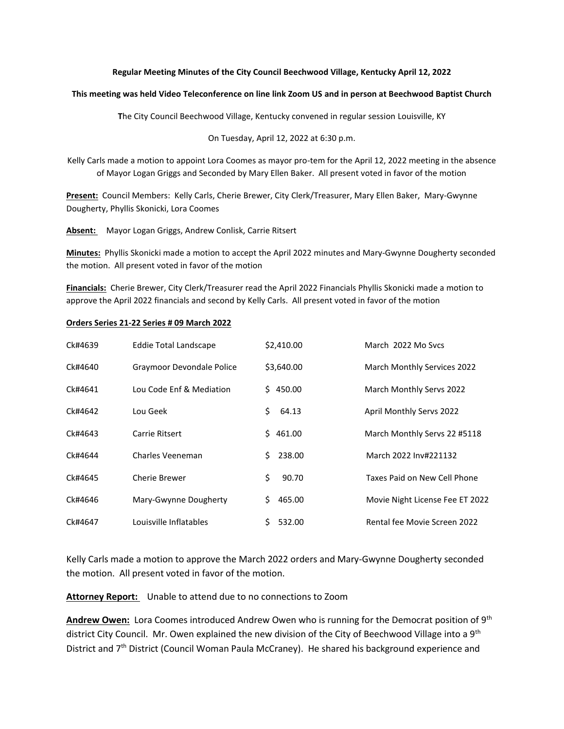**Regular Meeting Minutes of the City Council Beechwood Village, Kentucky April 12, 2022**

**This meeting was held Video Teleconference on line link Zoom US and in person at Beechwood Baptist Church**

**T**he City Council Beechwood Village, Kentucky convened in regular session Louisville, KY

On Tuesday, April 12, 2022 at 6:30 p.m.

Kelly Carls made a motion to appoint Lora Coomes as mayor pro-tem for the April 12, 2022 meeting in the absence of Mayor Logan Griggs and Seconded by Mary Ellen Baker. All present voted in favor of the motion

**Present:** Council Members: Kelly Carls, Cherie Brewer, City Clerk/Treasurer, Mary Ellen Baker, Mary-Gwynne Dougherty, Phyllis Skonicki, Lora Coomes

**Absent:** Mayor Logan Griggs, Andrew Conlisk, Carrie Ritsert

**Minutes:** Phyllis Skonicki made a motion to accept the April 2022 minutes and Mary-Gwynne Dougherty seconded the motion. All present voted in favor of the motion

**Financials:** Cherie Brewer, City Clerk/Treasurer read the April 2022 Financials Phyllis Skonicki made a motion to approve the April 2022 financials and second by Kelly Carls. All present voted in favor of the motion

**Orders Series 21-22 Series # 09 March 2022**

| | | | |
|---|---|---|---|
| Ck#4639 | Eddie Total Landscape | $2,410.00 | March 2022 Mo Svcs |
| Ck#4640 | Graymoor Devondale Police | $3,640.00 | March Monthly Services 2022 |
| Ck#4641 | Lou Code Enf & Mediation | $ 450.00 | March Monthly Servs 2022 |
| Ck#4642 | Lou Geek | $ 64.13 | April Monthly Servs 2022 |
| Ck#4643 | Carrie Ritsert | $ 461.00 | March Monthly Servs 22 #5118 |
| Ck#4644 | Charles Veeneman | $ 238.00 | March 2022 Inv#221132 |
| Ck#4645 | Cherie Brewer | $ 90.70 | Taxes Paid on New Cell Phone |
| Ck#4646 | Mary-Gwynne Dougherty | $ 465.00 | Movie Night License Fee ET 2022 |
| Ck#4647 | Louisville Inflatables | $ 532.00 | Rental fee Movie Screen 2022 |

Kelly Carls made a motion to approve the March 2022 orders and Mary-Gwynne Dougherty seconded the motion. All present voted in favor of the motion.

**Attorney Report:** Unable to attend due to no connections to Zoom

**Andrew Owen:** Lora Coomes introduced Andrew Owen who is running for the Democrat position of 9th district City Council. Mr. Owen explained the new division of the City of Beechwood Village into a 9th District and 7th District (Council Woman Paula McCraney). He shared his background experience and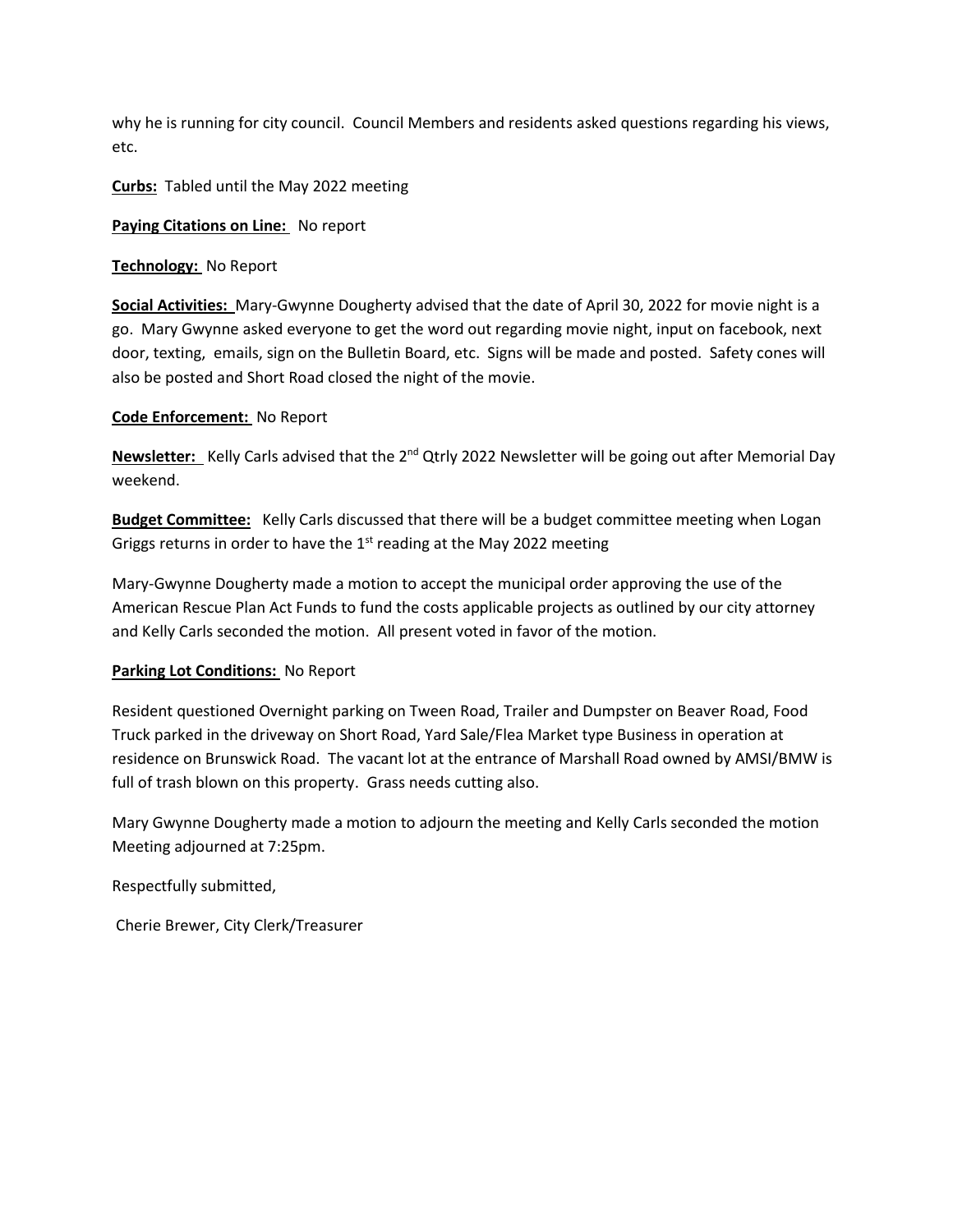why he is running for city council. Council Members and residents asked questions regarding his views, etc.

**Curbs:** Tabled until the May 2022 meeting

**Paying Citations on Line:** No report

**Technology:** No Report

**Social Activities:** Mary-Gwynne Dougherty advised that the date of April 30, 2022 for movie night is a go. Mary Gwynne asked everyone to get the word out regarding movie night, input on facebook, next door, texting, emails, sign on the Bulletin Board, etc. Signs will be made and posted. Safety cones will also be posted and Short Road closed the night of the movie.

**Code Enforcement:** No Report

**Newsletter:** Kelly Carls advised that the 2nd Qtrly 2022 Newsletter will be going out after Memorial Day weekend.

**Budget Committee:** Kelly Carls discussed that there will be a budget committee meeting when Logan Griggs returns in order to have the 1st reading at the May 2022 meeting

Mary-Gwynne Dougherty made a motion to accept the municipal order approving the use of the American Rescue Plan Act Funds to fund the costs applicable projects as outlined by our city attorney and Kelly Carls seconded the motion. All present voted in favor of the motion.

**Parking Lot Conditions:** No Report

Resident questioned Overnight parking on Tween Road, Trailer and Dumpster on Beaver Road, Food Truck parked in the driveway on Short Road, Yard Sale/Flea Market type Business in operation at residence on Brunswick Road. The vacant lot at the entrance of Marshall Road owned by AMSI/BMW is full of trash blown on this property. Grass needs cutting also.

Mary Gwynne Dougherty made a motion to adjourn the meeting and Kelly Carls seconded the motion Meeting adjourned at 7:25pm.

Respectfully submitted,

Cherie Brewer, City Clerk/Treasurer